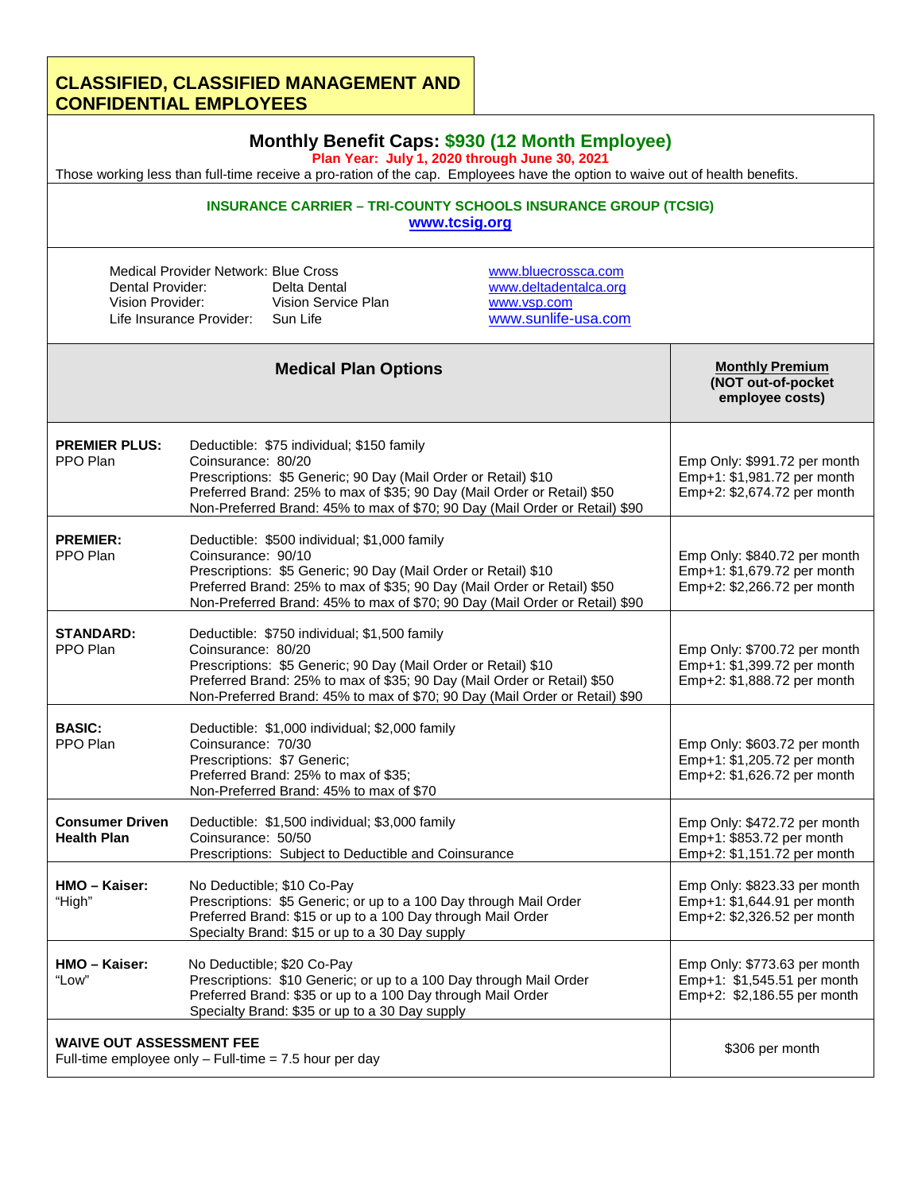# CLASSIFIED, CLASSIFIED MANAGEMENT AND CONFIDENTIAL EMPLOYEES

## Monthly Benefit Caps: $930 (12 Month Employee)

**Plan Year: July 1, 2020 through June 30, 2021**

Those working less than full-time receive a pro-ration of the cap. Employees have the option to waive out of health benefits.

**INSURANCE CARRIER – TRI-COUNTY SCHOOLS INSURANCE GROUP (TCSIG)**
**www.tcsig.org**

| | | |
|---|---|---|
| Medical Provider Network: | Blue Cross | www.bluecrossca.com |
| Dental Provider: | Delta Dental | www.deltadentalca.org |
| Vision Provider: | Vision Service Plan | www.vsp.com |
| Life Insurance Provider: | Sun Life | www.sunlife-usa.com |

| Medical Plan Options | | Monthly Premium (NOT out-of-pocket employee costs) |
|---|---|---|
| **PREMIER PLUS:** PPO Plan | Deductible: $75 individual; $150 family<br>Coinsurance: 80/20<br>Prescriptions: $5 Generic; 90 Day (Mail Order or Retail) $10<br>Preferred Brand: 25% to max of $35; 90 Day (Mail Order or Retail) $50<br>Non-Preferred Brand: 45% to max of $70; 90 Day (Mail Order or Retail) $90 | Emp Only: $991.72 per month<br>Emp+1: $1,981.72 per month<br>Emp+2: $2,674.72 per month |
| **PREMIER:** PPO Plan | Deductible: $500 individual; $1,000 family<br>Coinsurance: 90/10<br>Prescriptions: $5 Generic; 90 Day (Mail Order or Retail) $10<br>Preferred Brand: 25% to max of $35; 90 Day (Mail Order or Retail) $50<br>Non-Preferred Brand: 45% to max of $70; 90 Day (Mail Order or Retail) $90 | Emp Only: $840.72 per month<br>Emp+1: $1,679.72 per month<br>Emp+2: $2,266.72 per month |
| **STANDARD:** PPO Plan | Deductible: $750 individual; $1,500 family<br>Coinsurance: 80/20<br>Prescriptions: $5 Generic; 90 Day (Mail Order or Retail) $10<br>Preferred Brand: 25% to max of $35; 90 Day (Mail Order or Retail) $50<br>Non-Preferred Brand: 45% to max of $70; 90 Day (Mail Order or Retail) $90 | Emp Only: $700.72 per month<br>Emp+1: $1,399.72 per month<br>Emp+2: $1,888.72 per month |
| **BASIC:** PPO Plan | Deductible: $1,000 individual; $2,000 family<br>Coinsurance: 70/30<br>Prescriptions: $7 Generic;<br>Preferred Brand: 25% to max of $35;<br>Non-Preferred Brand: 45% to max of $70 | Emp Only: $603.72 per month<br>Emp+1: $1,205.72 per month<br>Emp+2: $1,626.72 per month |
| **Consumer Driven Health Plan** | Deductible: $1,500 individual; $3,000 family<br>Coinsurance: 50/50<br>Prescriptions: Subject to Deductible and Coinsurance | Emp Only: $472.72 per month<br>Emp+1: $853.72 per month<br>Emp+2: $1,151.72 per month |
| **HMO – Kaiser:** "High" | No Deductible; $10 Co-Pay<br>Prescriptions: $5 Generic; or up to a 100 Day through Mail Order<br>Preferred Brand: $15 or up to a 100 Day through Mail Order<br>Specialty Brand: $15 or up to a 30 Day supply | Emp Only: $823.33 per month<br>Emp+1: $1,644.91 per month<br>Emp+2: $2,326.52 per month |
| **HMO – Kaiser:** "Low" | No Deductible; $20 Co-Pay<br>Prescriptions: $10 Generic; or up to a 100 Day through Mail Order<br>Preferred Brand: $35 or up to a 100 Day through Mail Order<br>Specialty Brand: $35 or up to a 30 Day supply | Emp Only: $773.63 per month<br>Emp+1: $1,545.51 per month<br>Emp+2: $2,186.55 per month |
| **WAIVE OUT ASSESSMENT FEE**<br>Full-time employee only – Full-time = 7.5 hour per day | | $306 per month |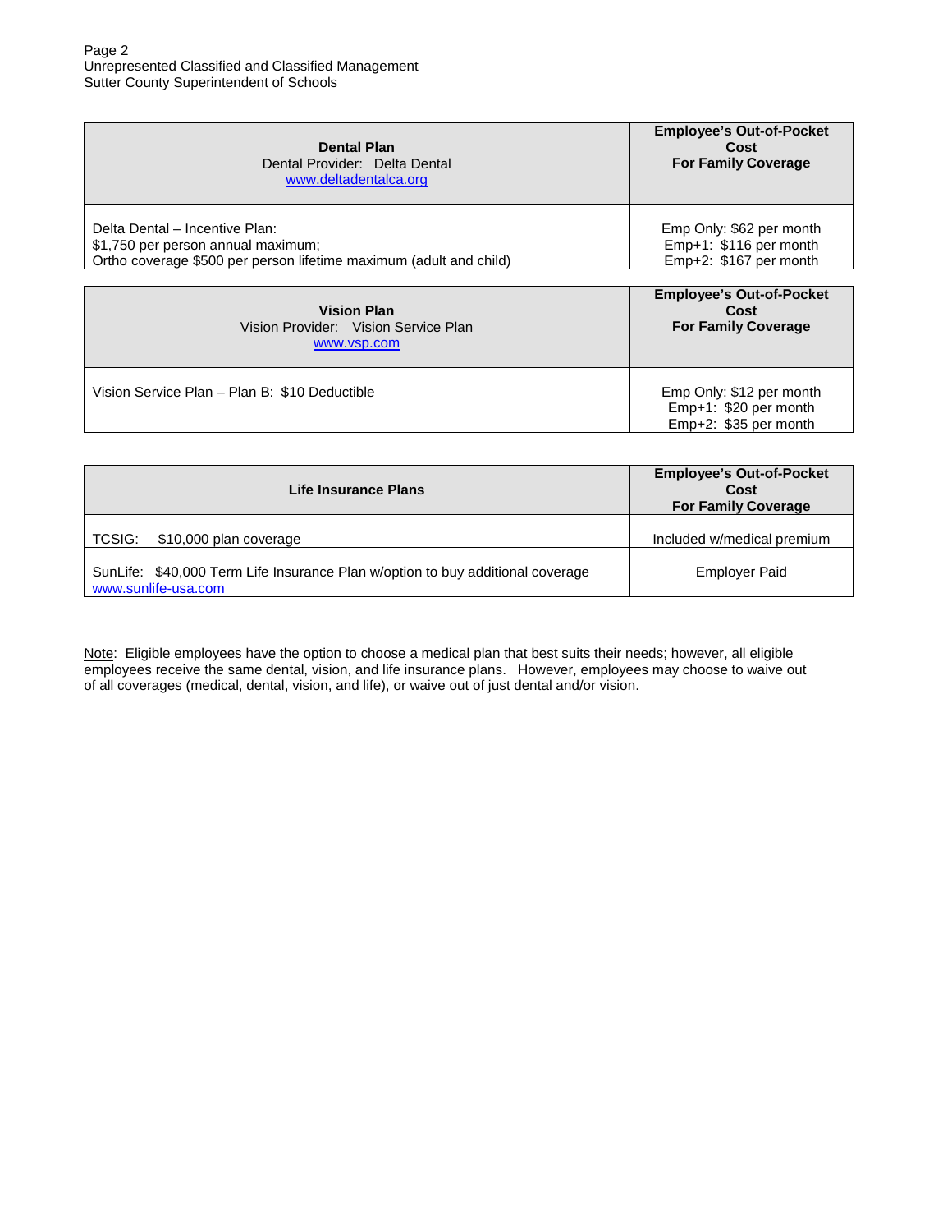| Dental Plan<br>Dental Provider: Delta Dental<br>www.deltadentalca.org | Employee's Out-of-Pocket Cost For Family Coverage |
|---|---|
| Delta Dental – Incentive Plan:<br>$1,750 per person annual maximum;<br>Ortho coverage $500 per person lifetime maximum (adult and child) | Emp Only: $62 per month<br>Emp+1: $116 per month<br>Emp+2: $167 per month |

| Vision Plan<br>Vision Provider: Vision Service Plan<br>www.vsp.com | Employee's Out-of-Pocket Cost For Family Coverage |
|---|---|
| Vision Service Plan – Plan B: $10 Deductible | Emp Only: $12 per month<br>Emp+1: $20 per month<br>Emp+2: $35 per month |

| Life Insurance Plans | Employee's Out-of-Pocket Cost For Family Coverage |
|---|---|
| TCSIG: $10,000 plan coverage | Included w/medical premium |
| SunLife: $40,000 Term Life Insurance Plan w/option to buy additional coverage<br>www.sunlife-usa.com | Employer Paid |

Note: Eligible employees have the option to choose a medical plan that best suits their needs; however, all eligible employees receive the same dental, vision, and life insurance plans. However, employees may choose to waive out of all coverages (medical, dental, vision, and life), or waive out of just dental and/or vision.